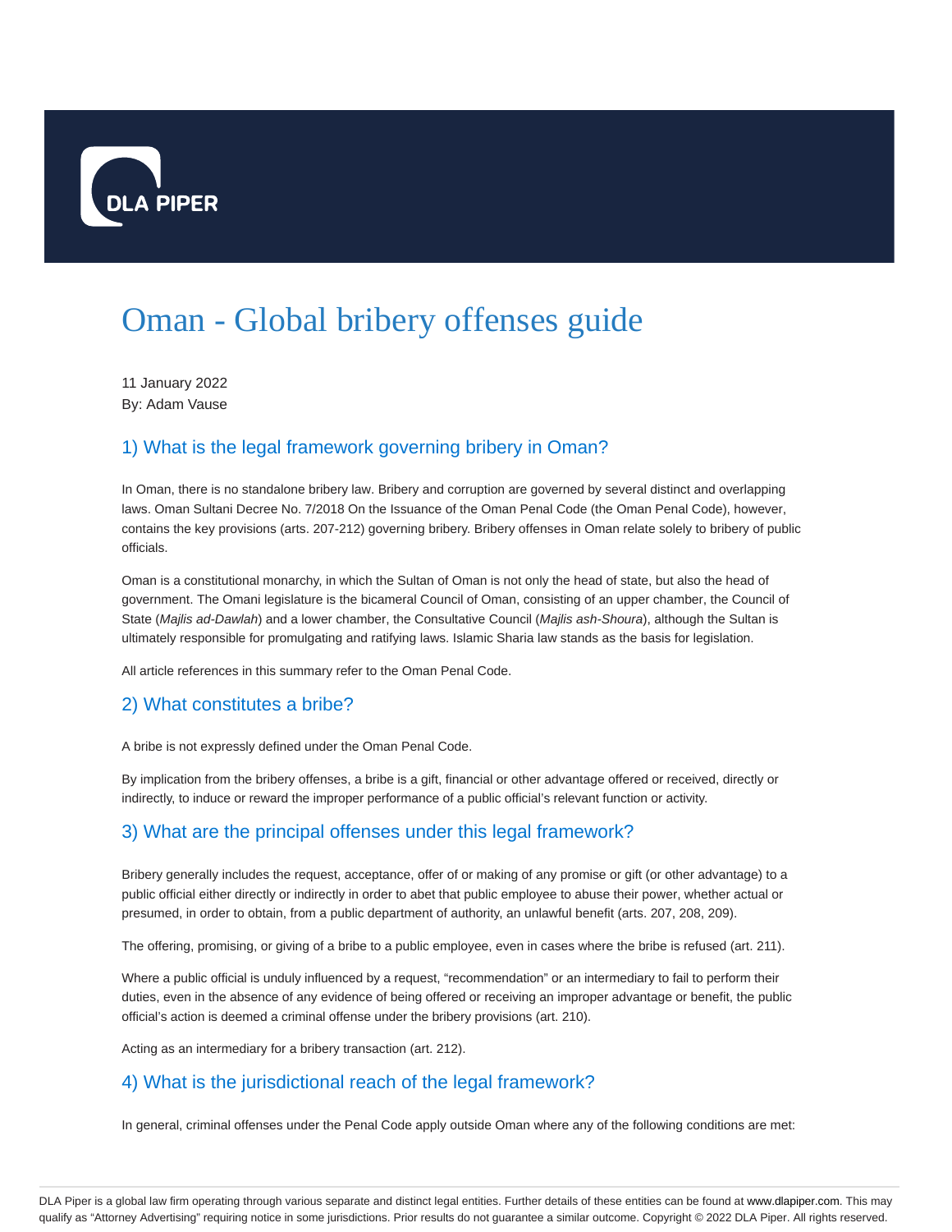# Oman - Global bribery offenses guide

11 January 2022
By: Adam Vause

## 1) What is the legal framework governing bribery in Oman?

In Oman, there is no standalone bribery law. Bribery and corruption are governed by several distinct and overlapping laws. Oman Sultani Decree No. 7/2018 On the Issuance of the Oman Penal Code (the Oman Penal Code), however, contains the key provisions (arts. 207-212) governing bribery. Bribery offenses in Oman relate solely to bribery of public officials.

Oman is a constitutional monarchy, in which the Sultan of Oman is not only the head of state, but also the head of government. The Omani legislature is the bicameral Council of Oman, consisting of an upper chamber, the Council of State (*Majlis ad-Dawlah*) and a lower chamber, the Consultative Council (*Majlis ash-Shoura*), although the Sultan is ultimately responsible for promulgating and ratifying laws. Islamic Sharia law stands as the basis for legislation.

All article references in this summary refer to the Oman Penal Code.

## 2) What constitutes a bribe?

A bribe is not expressly defined under the Oman Penal Code.

By implication from the bribery offenses, a bribe is a gift, financial or other advantage offered or received, directly or indirectly, to induce or reward the improper performance of a public official's relevant function or activity.

## 3) What are the principal offenses under this legal framework?

Bribery generally includes the request, acceptance, offer of or making of any promise or gift (or other advantage) to a public official either directly or indirectly in order to abet that public employee to abuse their power, whether actual or presumed, in order to obtain, from a public department of authority, an unlawful benefit (arts. 207, 208, 209).

The offering, promising, or giving of a bribe to a public employee, even in cases where the bribe is refused (art. 211).

Where a public official is unduly influenced by a request, "recommendation" or an intermediary to fail to perform their duties, even in the absence of any evidence of being offered or receiving an improper advantage or benefit, the public official's action is deemed a criminal offense under the bribery provisions (art. 210).

Acting as an intermediary for a bribery transaction (art. 212).

## 4) What is the jurisdictional reach of the legal framework?

In general, criminal offenses under the Penal Code apply outside Oman where any of the following conditions are met: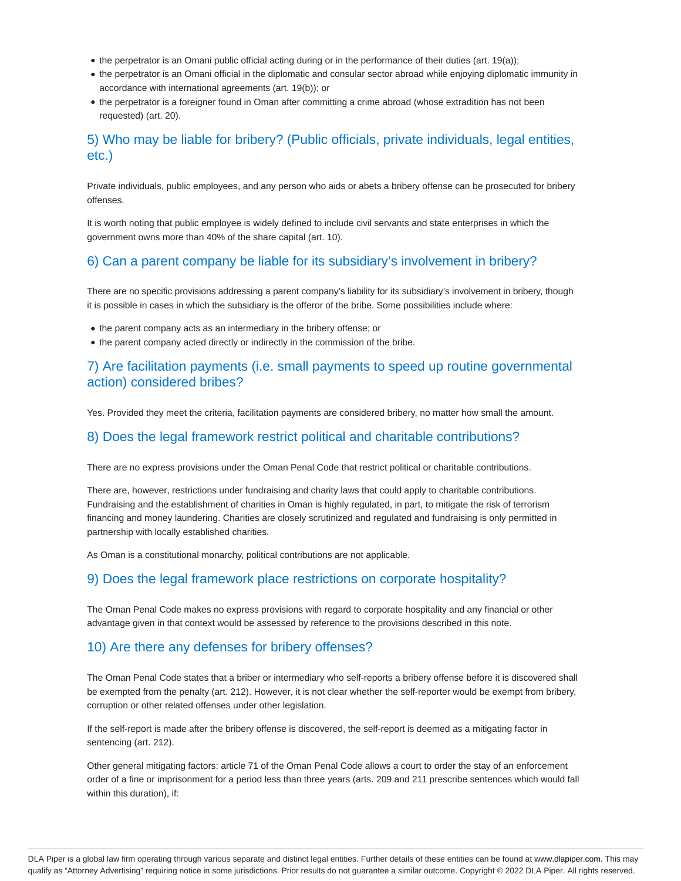- the perpetrator is an Omani public official acting during or in the performance of their duties (art. 19(a));
- the perpetrator is an Omani official in the diplomatic and consular sector abroad while enjoying diplomatic immunity in accordance with international agreements (art. 19(b)); or
- the perpetrator is a foreigner found in Oman after committing a crime abroad (whose extradition has not been requested) (art. 20).

## 5) Who may be liable for bribery? (Public officials, private individuals, legal entities, etc.)

Private individuals, public employees, and any person who aids or abets a bribery offense can be prosecuted for bribery offenses.

It is worth noting that public employee is widely defined to include civil servants and state enterprises in which the government owns more than 40% of the share capital (art. 10).

## 6) Can a parent company be liable for its subsidiary's involvement in bribery?

There are no specific provisions addressing a parent company's liability for its subsidiary's involvement in bribery, though it is possible in cases in which the subsidiary is the offeror of the bribe. Some possibilities include where:

- the parent company acts as an intermediary in the bribery offense; or
- the parent company acted directly or indirectly in the commission of the bribe.

## 7) Are facilitation payments (i.e. small payments to speed up routine governmental action) considered bribes?

Yes. Provided they meet the criteria, facilitation payments are considered bribery, no matter how small the amount.

## 8) Does the legal framework restrict political and charitable contributions?

There are no express provisions under the Oman Penal Code that restrict political or charitable contributions.

There are, however, restrictions under fundraising and charity laws that could apply to charitable contributions. Fundraising and the establishment of charities in Oman is highly regulated, in part, to mitigate the risk of terrorism financing and money laundering. Charities are closely scrutinized and regulated and fundraising is only permitted in partnership with locally established charities.

As Oman is a constitutional monarchy, political contributions are not applicable.

## 9) Does the legal framework place restrictions on corporate hospitality?

The Oman Penal Code makes no express provisions with regard to corporate hospitality and any financial or other advantage given in that context would be assessed by reference to the provisions described in this note.

## 10) Are there any defenses for bribery offenses?

The Oman Penal Code states that a briber or intermediary who self-reports a bribery offense before it is discovered shall be exempted from the penalty (art. 212). However, it is not clear whether the self-reporter would be exempt from bribery, corruption or other related offenses under other legislation.

If the self-report is made after the bribery offense is discovered, the self-report is deemed as a mitigating factor in sentencing (art. 212).

Other general mitigating factors: article 71 of the Oman Penal Code allows a court to order the stay of an enforcement order of a fine or imprisonment for a period less than three years (arts. 209 and 211 prescribe sentences which would fall within this duration), if: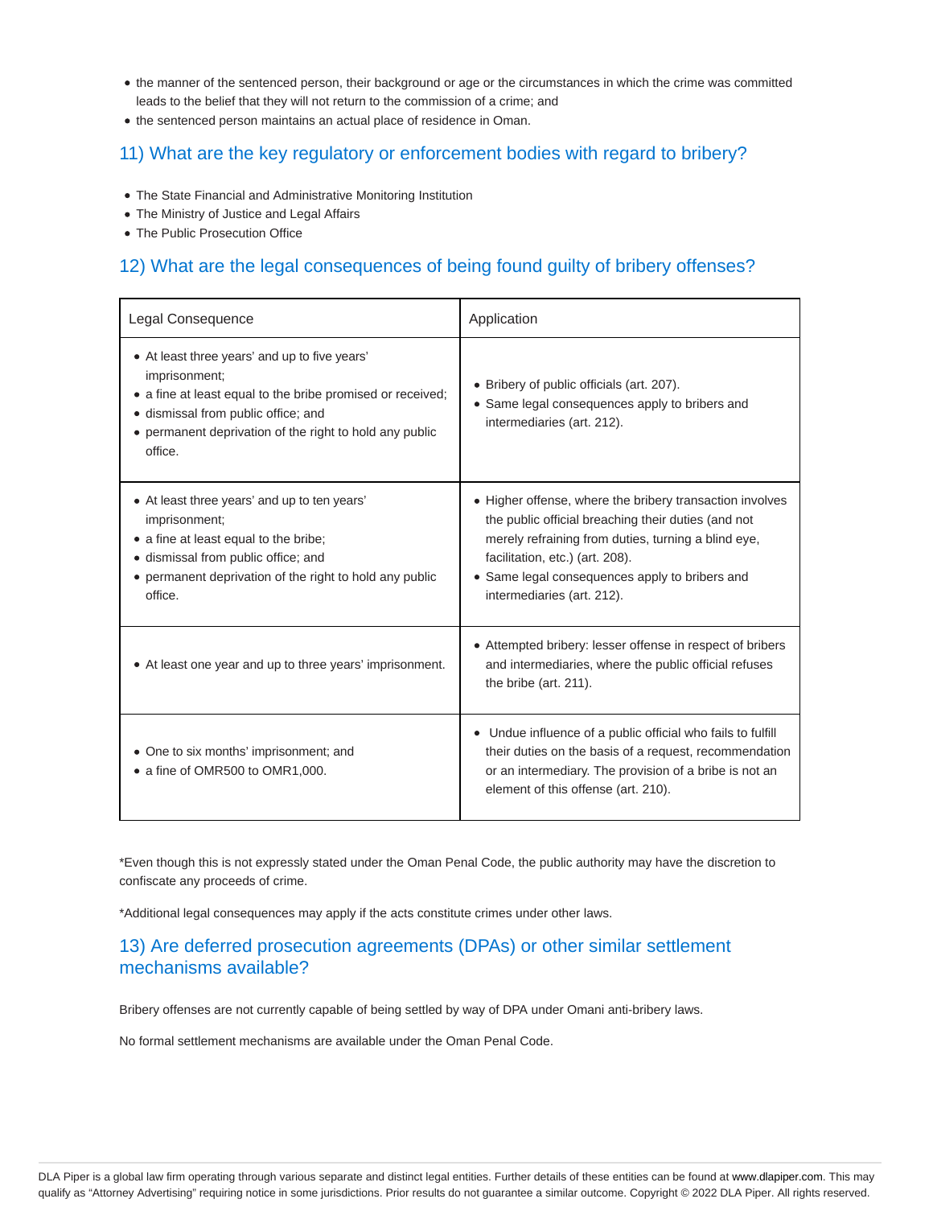- the manner of the sentenced person, their background or age or the circumstances in which the crime was committed leads to the belief that they will not return to the commission of a crime; and
- the sentenced person maintains an actual place of residence in Oman.

## 11) What are the key regulatory or enforcement bodies with regard to bribery?

- The State Financial and Administrative Monitoring Institution
- The Ministry of Justice and Legal Affairs
- The Public Prosecution Office

## 12) What are the legal consequences of being found guilty of bribery offenses?

| Legal Consequence | Application |
|---|---|
| • At least three years' and up to five years' imprisonment;<br>• a fine at least equal to the bribe promised or received;<br>• dismissal from public office; and<br>• permanent deprivation of the right to hold any public office. | • Bribery of public officials (art. 207).<br>• Same legal consequences apply to bribers and intermediaries (art. 212). |
| • At least three years' and up to ten years' imprisonment;<br>• a fine at least equal to the bribe;<br>• dismissal from public office; and<br>• permanent deprivation of the right to hold any public office. | • Higher offense, where the bribery transaction involves the public official breaching their duties (and not merely refraining from duties, turning a blind eye, facilitation, etc.) (art. 208).<br>• Same legal consequences apply to bribers and intermediaries (art. 212). |
| • At least one year and up to three years' imprisonment. | • Attempted bribery: lesser offense in respect of bribers and intermediaries, where the public official refuses the bribe (art. 211). |
| • One to six months' imprisonment; and<br>• a fine of OMR500 to OMR1,000. | • Undue influence of a public official who fails to fulfill their duties on the basis of a request, recommendation or an intermediary. The provision of a bribe is not an element of this offense (art. 210). |

*Even though this is not expressly stated under the Oman Penal Code, the public authority may have the discretion to confiscate any proceeds of crime.

*Additional legal consequences may apply if the acts constitute crimes under other laws.

## 13) Are deferred prosecution agreements (DPAs) or other similar settlement mechanisms available?

Bribery offenses are not currently capable of being settled by way of DPA under Omani anti-bribery laws.

No formal settlement mechanisms are available under the Oman Penal Code.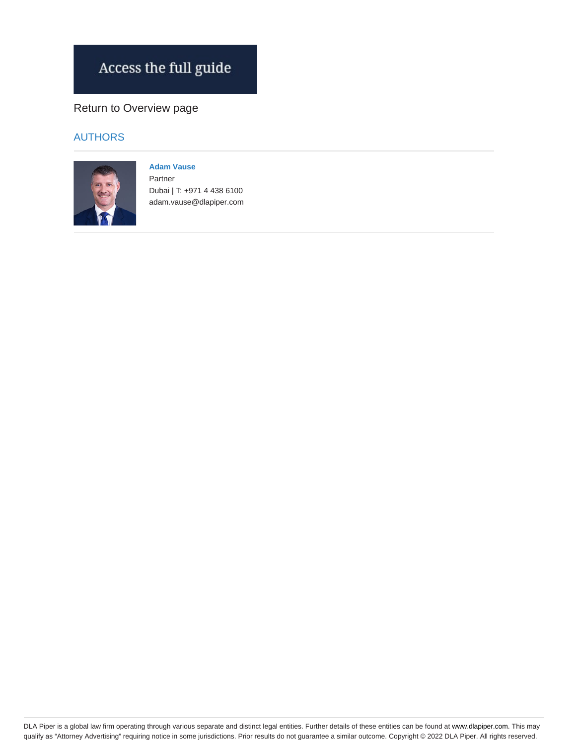Access the full guide

Return to Overview page

## AUTHORS

**Adam Vause**
Partner
Dubai | T: +971 4 438 6100
adam.vause@dlapiper.com

DLA Piper is a global law firm operating through various separate and distinct legal entities. Further details of these entities can be found at www.dlapiper.com. This may qualify as "Attorney Advertising" requiring notice in some jurisdictions. Prior results do not guarantee a similar outcome. Copyright © 2022 DLA Piper. All rights reserved.